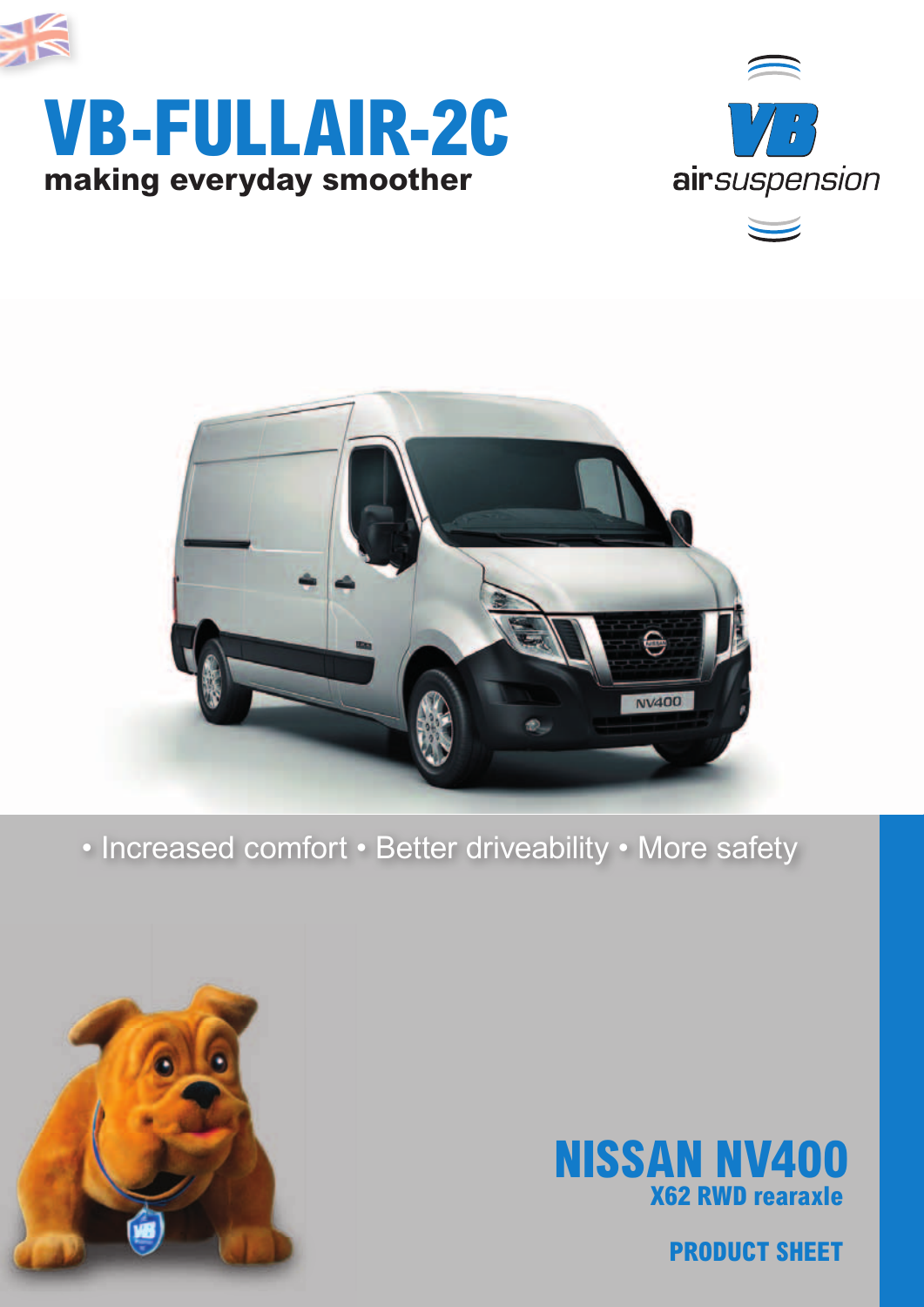# VB-FULLAIR-2C

**making everyday smoother**

VB airsuspension

• Increased comfort • Better driveability • More safety

## NISSAN NV400

### X62 RWD rearaxle

**PRODUCT SHEET**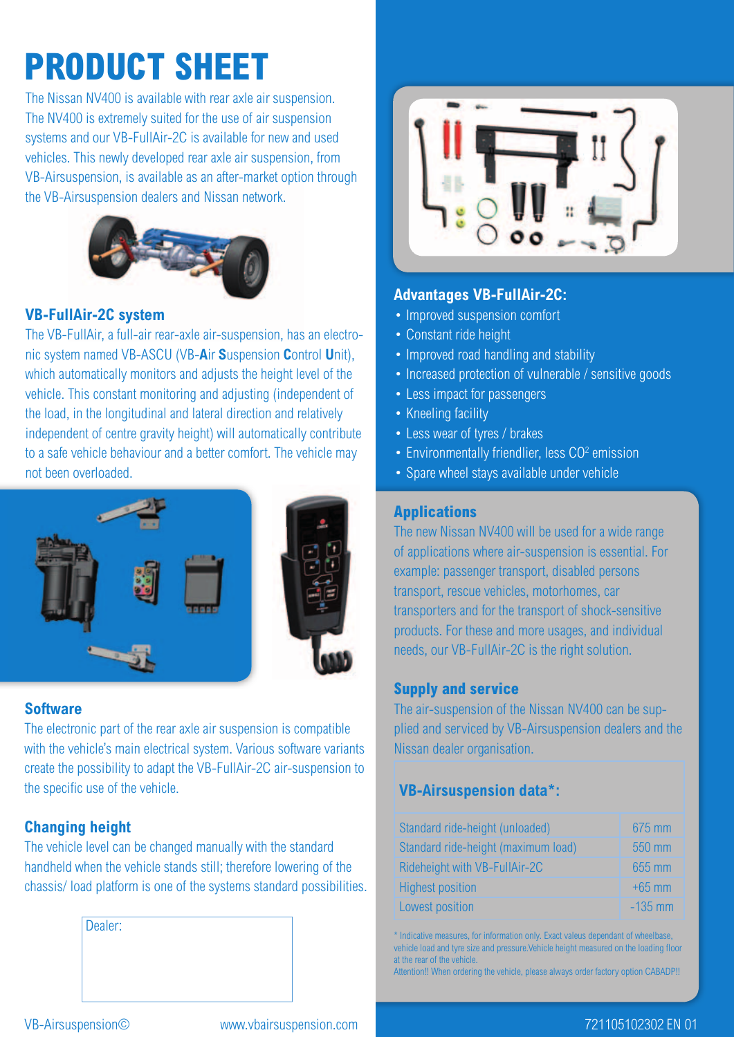# PRODUCT SHEET

The Nissan NV400 is available with rear axle air suspension. The NV400 is extremely suited for the use of air suspension systems and our VB-FullAir-2C is available for new and used vehicles. This newly developed rear axle air suspension, from VB-Airsuspension, is available as an after-market option through the VB-Airsuspension dealers and Nissan network.

## VB-FullAir-2C system

The VB-FullAir, a full-air rear-axle air-suspension, has an electronic system named VB-ASCU (VB-**A**ir **S**uspension **C**ontrol **U**nit), which automatically monitors and adjusts the height level of the vehicle. This constant monitoring and adjusting (independent of the load, in the longitudinal and lateral direction and relatively independent of centre gravity height) will automatically contribute to a safe vehicle behaviour and a better comfort. The vehicle may not been overloaded.

## Software

The electronic part of the rear axle air suspension is compatible with the vehicle's main electrical system. Various software variants create the possibility to adapt the VB-FullAir-2C air-suspension to the specific use of the vehicle.

## Changing height

The vehicle level can be changed manually with the standard handheld when the vehicle stands still; therefore lowering of the chassis/ load platform is one of the systems standard possibilities.

Dealer:

## Advantages VB-FullAir-2C:

- Improved suspension comfort
- Constant ride height
- Improved road handling and stability
- Increased protection of vulnerable / sensitive goods
- Less impact for passengers
- Kneeling facility
- Less wear of tyres / brakes
- Environmentally friendlier, less $CO^2$ emission
- Spare wheel stays available under vehicle

## Applications

The new Nissan NV400 will be used for a wide range of applications where air-suspension is essential. For example: passenger transport, disabled persons transport, rescue vehicles, motorhomes, car transporters and for the transport of shock-sensitive products. For these and more usages, and individual needs, our VB-FullAir-2C is the right solution.

## Supply and service

The air-suspension of the Nissan NV400 can be supplied and serviced by VB-Airsuspension dealers and the Nissan dealer organisation.

### VB-Airsuspension data*:

| | |
|---|---|
| Standard ride-height (unloaded) | 675 mm |
| Standard ride-height (maximum load) | 550 mm |
| Rideheight with VB-FullAir-2C | 655 mm |
| Highest position | +65 mm |
| Lowest position | -135 mm |

* Indicative measures, for information only. Exact valeus dependant of wheelbase, vehicle load and tyre size and pressure.Vehicle height measured on the loading floor at the rear of the vehicle.
Attention!! When ordering the vehicle, please always order factory option CABADP!!

VB-Airsuspension© www.vbairsuspension.com 721105102302 EN 01